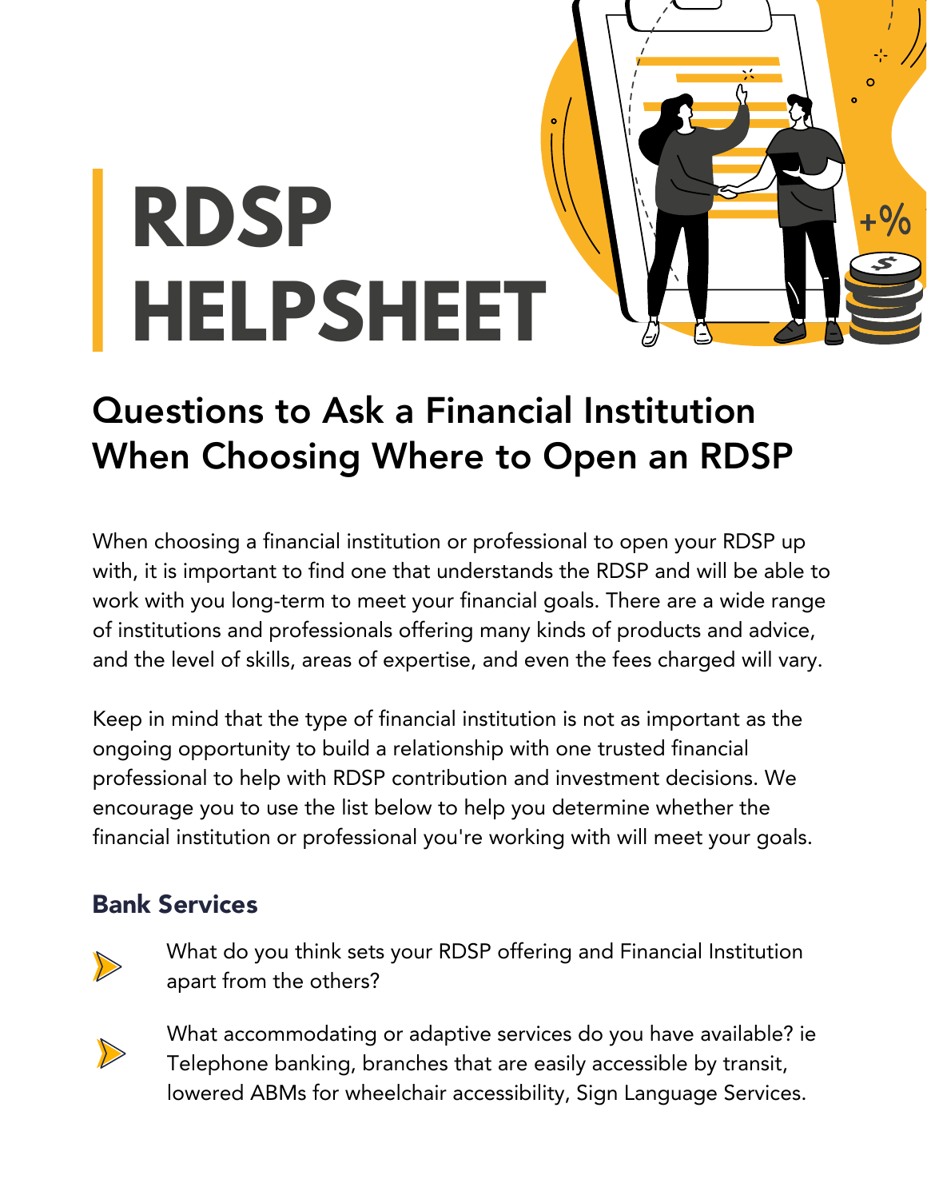# RDSP HELPSHEET

## Questions to Ask a Financial Institution When Choosing Where to Open an RDSP

When choosing a financial institution or professional to open your RDSP up with, it is important to find one that understands the RDSP and will be able to work with you long-term to meet your financial goals. There are a wide range of institutions and professionals offering many kinds of products and advice, and the level of skills, areas of expertise, and even the fees charged will vary.

Keep in mind that the type of financial institution is not as important as the ongoing opportunity to build a relationship with one trusted financial professional to help with RDSP contribution and investment decisions. We encourage you to use the list below to help you determine whether the financial institution or professional you're working with will meet your goals.

### Bank Services

- What do you think sets your RDSP offering and Financial Institution apart from the others?
- What accommodating or adaptive services do you have available? ie Telephone banking, branches that are easily accessible by transit, lowered ABMs for wheelchair accessibility, Sign Language Services.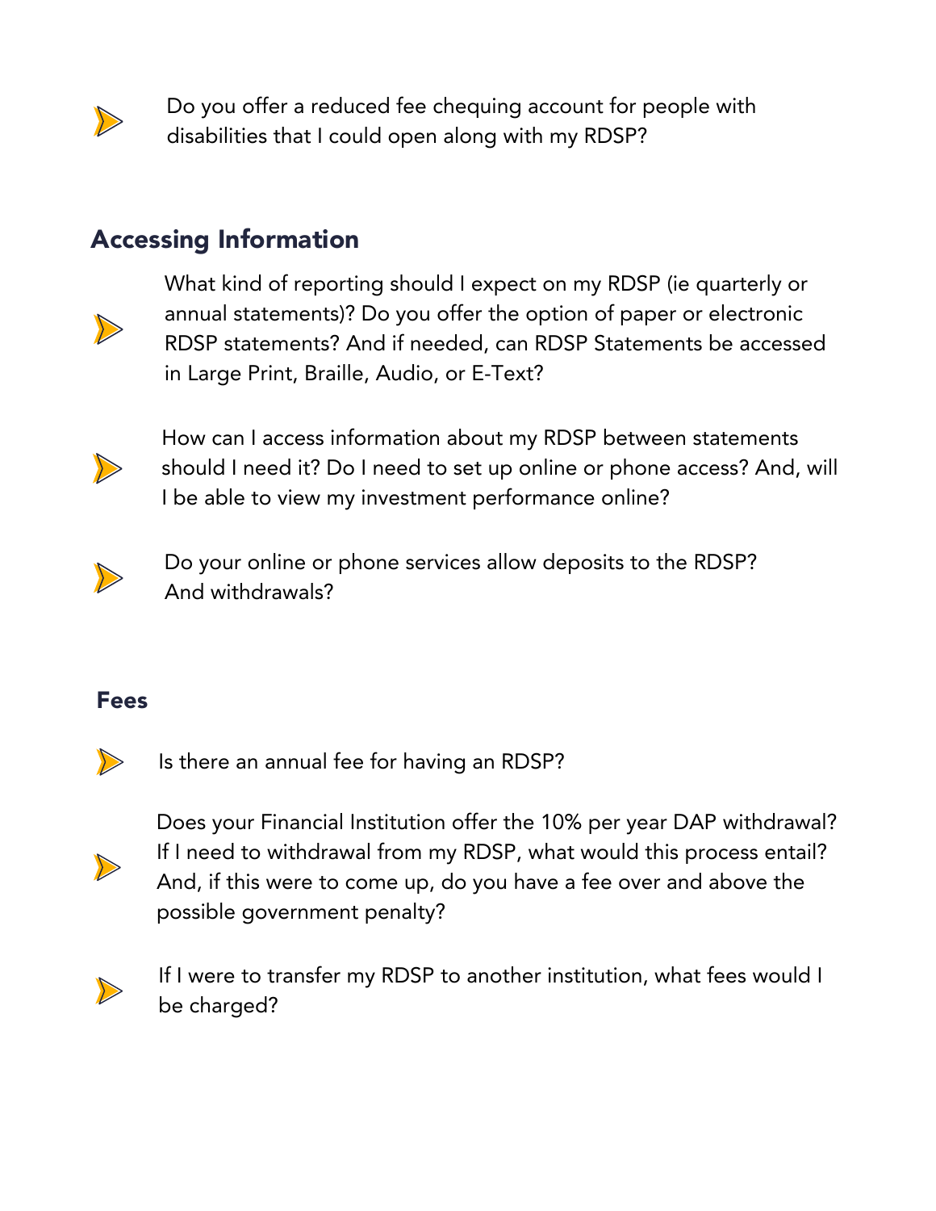- Do you offer a reduced fee chequing account for people with disabilities that I could open along with my RDSP?

## Accessing Information

- What kind of reporting should I expect on my RDSP (ie quarterly or annual statements)? Do you offer the option of paper or electronic RDSP statements? And if needed, can RDSP Statements be accessed in Large Print, Braille, Audio, or E-Text?

- How can I access information about my RDSP between statements should I need it? Do I need to set up online or phone access? And, will I be able to view my investment performance online?

- Do your online or phone services allow deposits to the RDSP? And withdrawals?

## Fees

- Is there an annual fee for having an RDSP?

- Does your Financial Institution offer the 10% per year DAP withdrawal? If I need to withdrawal from my RDSP, what would this process entail? And, if this were to come up, do you have a fee over and above the possible government penalty?

- If I were to transfer my RDSP to another institution, what fees would I be charged?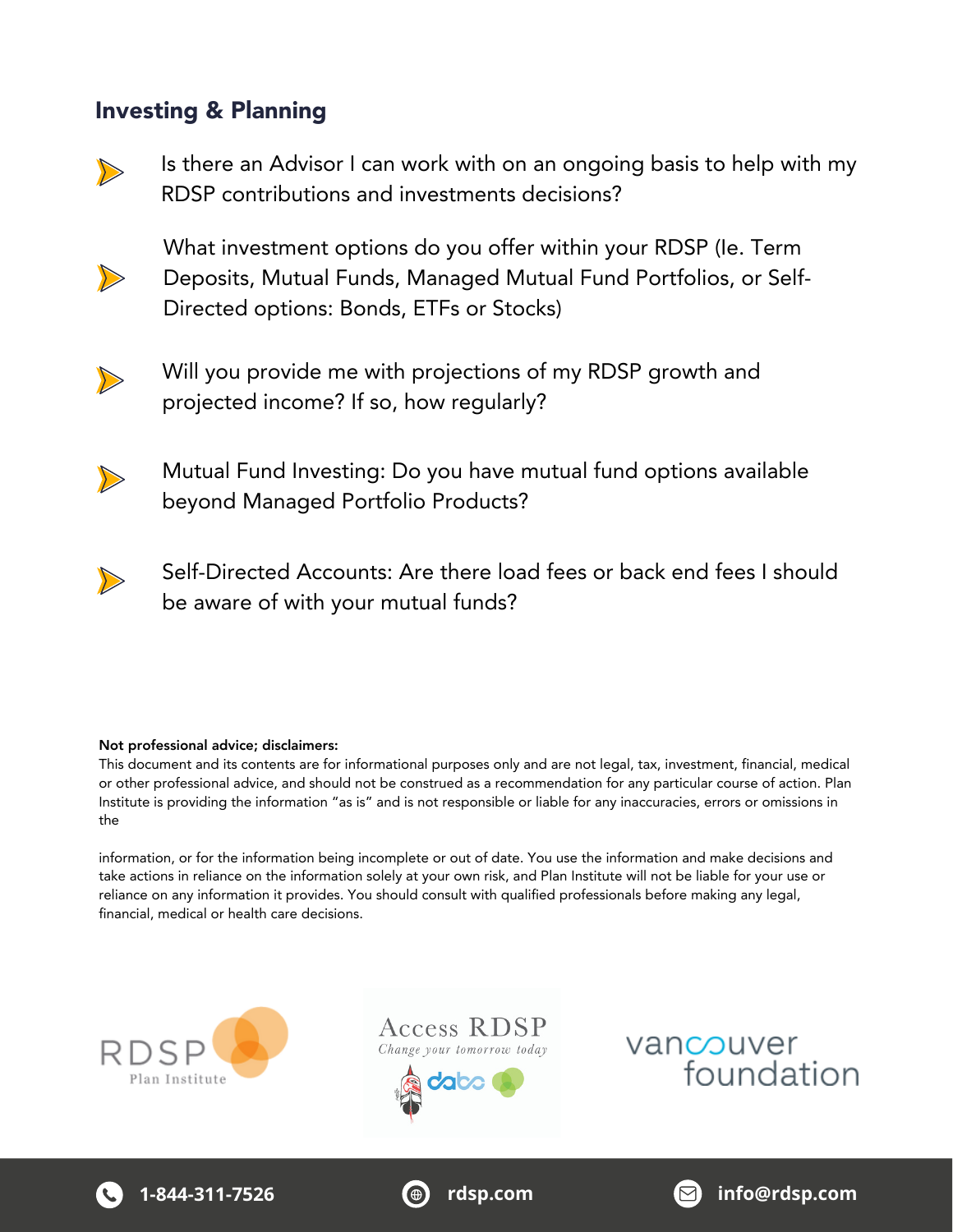## Investing & Planning

- Is there an Advisor I can work with on an ongoing basis to help with my RDSP contributions and investments decisions?
- What investment options do you offer within your RDSP (Ie. Term Deposits, Mutual Funds, Managed Mutual Fund Portfolios, or Self-Directed options: Bonds, ETFs or Stocks)
- Will you provide me with projections of my RDSP growth and projected income? If so, how regularly?
- Mutual Fund Investing: Do you have mutual fund options available beyond Managed Portfolio Products?
- Self-Directed Accounts: Are there load fees or back end fees I should be aware of with your mutual funds?

**Not professional advice; disclaimers:**
This document and its contents are for informational purposes only and are not legal, tax, investment, financial, medical or other professional advice, and should not be construed as a recommendation for any particular course of action. Plan Institute is providing the information "as is" and is not responsible or liable for any inaccuracies, errors or omissions in the

information, or for the information being incomplete or out of date. You use the information and make decisions and take actions in reliance on the information solely at your own risk, and Plan Institute will not be liable for your use or reliance on any information it provides. You should consult with qualified professionals before making any legal, financial, medical or health care decisions.

RDSP Plan Institute

Access RDSP
*Change your tomorrow today*

vancouver foundation

1-844-311-7526 rdsp.com info@rdsp.com